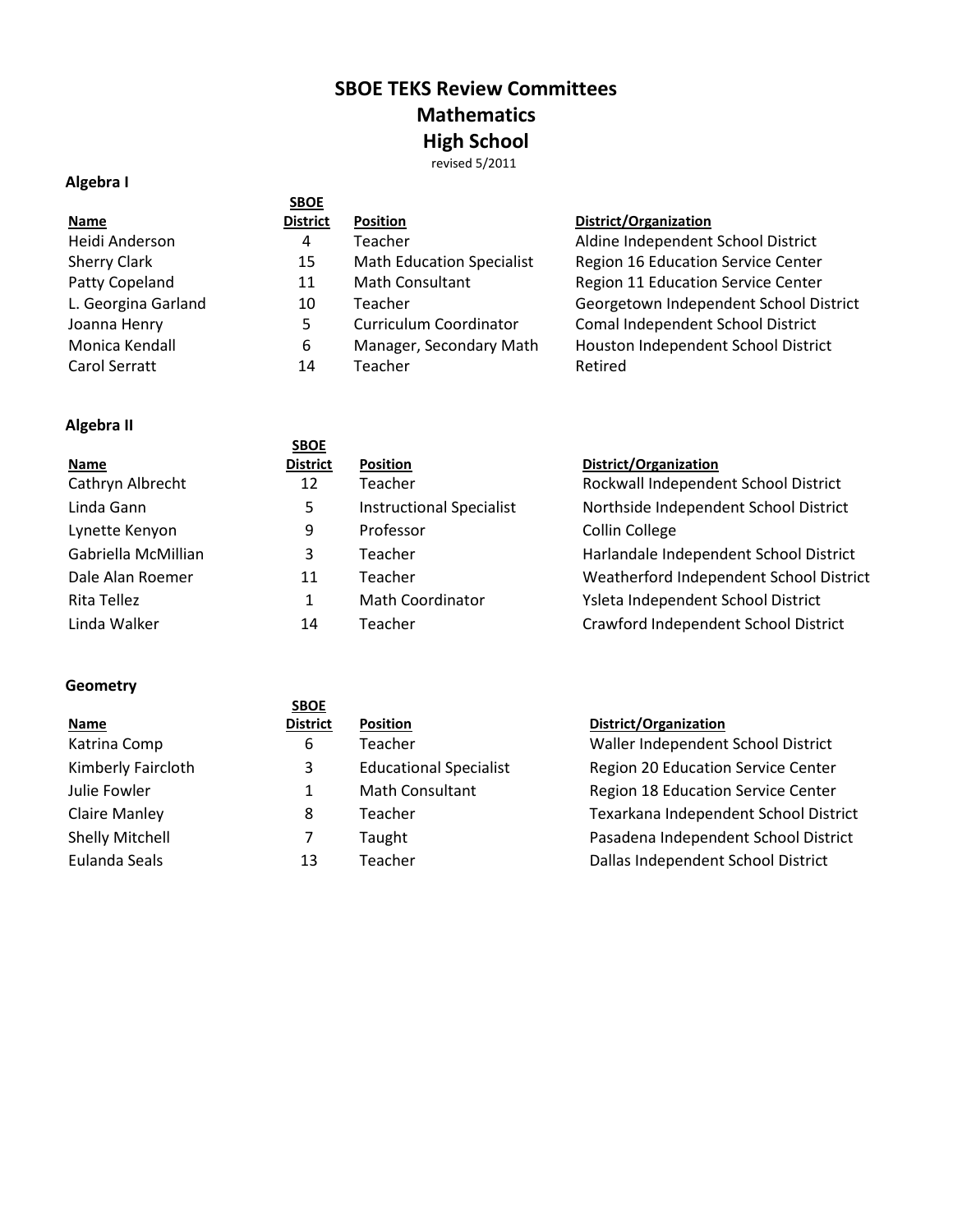# SBOE TEKS Review Committees
# Mathematics
# High School

revised 5/2011

### Algebra I

| Name | SBOE District | Position | District/Organization |
| --- | --- | --- | --- |
| Heidi Anderson | 4 | Teacher | Aldine Independent School District |
| Sherry Clark | 15 | Math Education Specialist | Region 16 Education Service Center |
| Patty Copeland | 11 | Math Consultant | Region 11 Education Service Center |
| L. Georgina Garland | 10 | Teacher | Georgetown Independent School District |
| Joanna Henry | 5 | Curriculum Coordinator | Comal Independent School District |
| Monica Kendall | 6 | Manager, Secondary Math | Houston Independent School District |
| Carol Serratt | 14 | Teacher | Retired |

### Algebra II

| Name | SBOE District | Position | District/Organization |
| --- | --- | --- | --- |
| Cathryn Albrecht | 12 | Teacher | Rockwall Independent School District |
| Linda Gann | 5 | Instructional Specialist | Northside Independent School District |
| Lynette Kenyon | 9 | Professor | Collin College |
| Gabriella McMillian | 3 | Teacher | Harlandale Independent School District |
| Dale Alan Roemer | 11 | Teacher | Weatherford Independent School District |
| Rita Tellez | 1 | Math Coordinator | Ysleta Independent School District |
| Linda Walker | 14 | Teacher | Crawford Independent School District |

### Geometry

| Name | SBOE District | Position | District/Organization |
| --- | --- | --- | --- |
| Katrina Comp | 6 | Teacher | Waller Independent School District |
| Kimberly Faircloth | 3 | Educational Specialist | Region 20 Education Service Center |
| Julie Fowler | 1 | Math Consultant | Region 18 Education Service Center |
| Claire Manley | 8 | Teacher | Texarkana Independent School District |
| Shelly Mitchell | 7 | Taught | Pasadena Independent School District |
| Eulanda Seals | 13 | Teacher | Dallas Independent School District |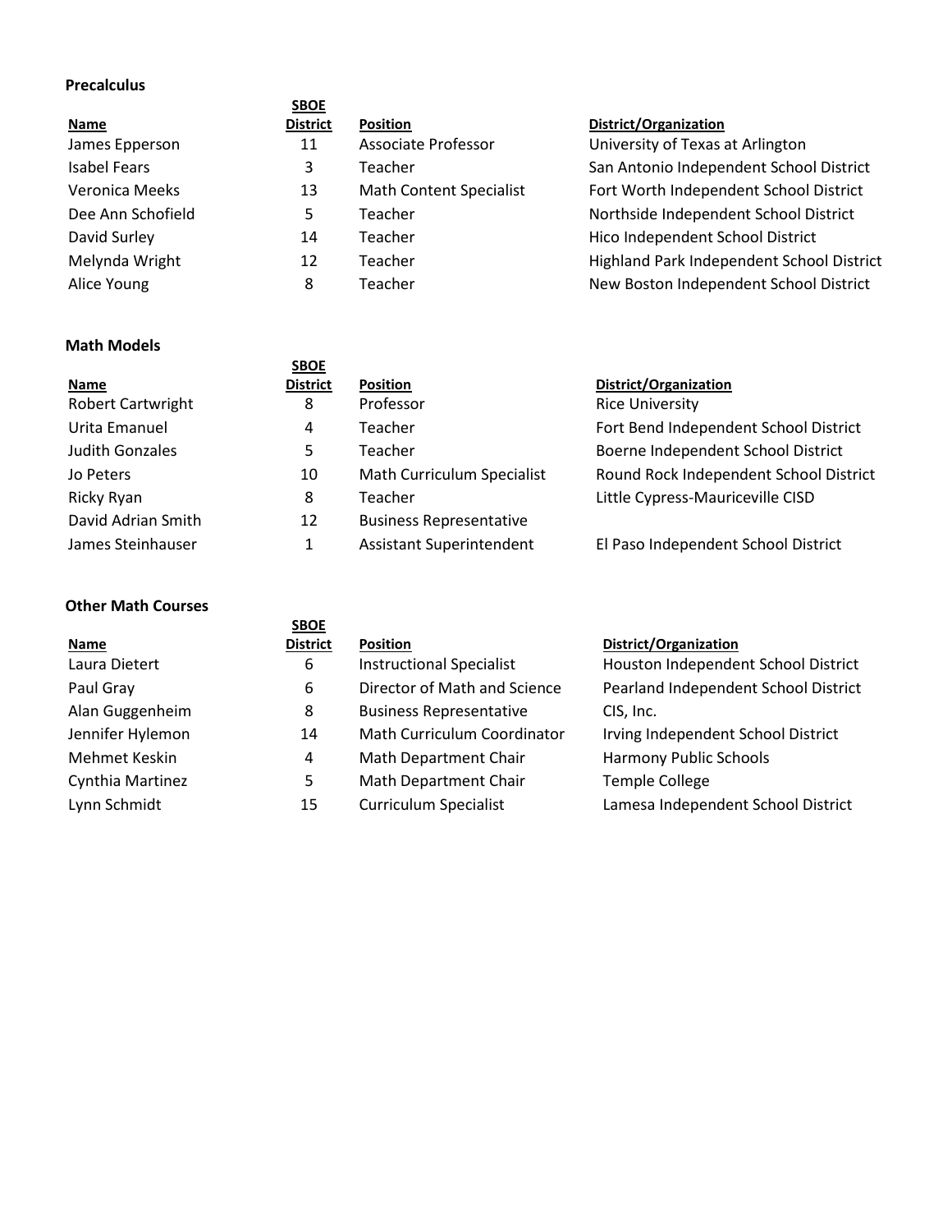**Precalculus**

| Name | SBOE District | Position | District/Organization |
|---|---|---|---|
| James Epperson | 11 | Associate Professor | University of Texas at Arlington |
| Isabel Fears | 3 | Teacher | San Antonio Independent School District |
| Veronica Meeks | 13 | Math Content Specialist | Fort Worth Independent School District |
| Dee Ann Schofield | 5 | Teacher | Northside Independent School District |
| David Surley | 14 | Teacher | Hico Independent School District |
| Melynda Wright | 12 | Teacher | Highland Park Independent School District |
| Alice Young | 8 | Teacher | New Boston Independent School District |

**Math Models**

| Name | SBOE District | Position | District/Organization |
|---|---|---|---|
| Robert Cartwright | 8 | Professor | Rice University |
| Urita Emanuel | 4 | Teacher | Fort Bend Independent School District |
| Judith Gonzales | 5 | Teacher | Boerne Independent School District |
| Jo Peters | 10 | Math Curriculum Specialist | Round Rock Independent School District |
| Ricky Ryan | 8 | Teacher | Little Cypress-Mauriceville CISD |
| David Adrian Smith | 12 | Business Representative | |
| James Steinhauser | 1 | Assistant Superintendent | El Paso Independent School District |

**Other Math Courses**

| Name | SBOE District | Position | District/Organization |
|---|---|---|---|
| Laura Dietert | 6 | Instructional Specialist | Houston Independent School District |
| Paul Gray | 6 | Director of Math and Science | Pearland Independent School District |
| Alan Guggenheim | 8 | Business Representative | CIS, Inc. |
| Jennifer Hylemon | 14 | Math Curriculum Coordinator | Irving Independent School District |
| Mehmet Keskin | 4 | Math Department Chair | Harmony Public Schools |
| Cynthia Martinez | 5 | Math Department Chair | Temple College |
| Lynn Schmidt | 15 | Curriculum Specialist | Lamesa Independent School District |